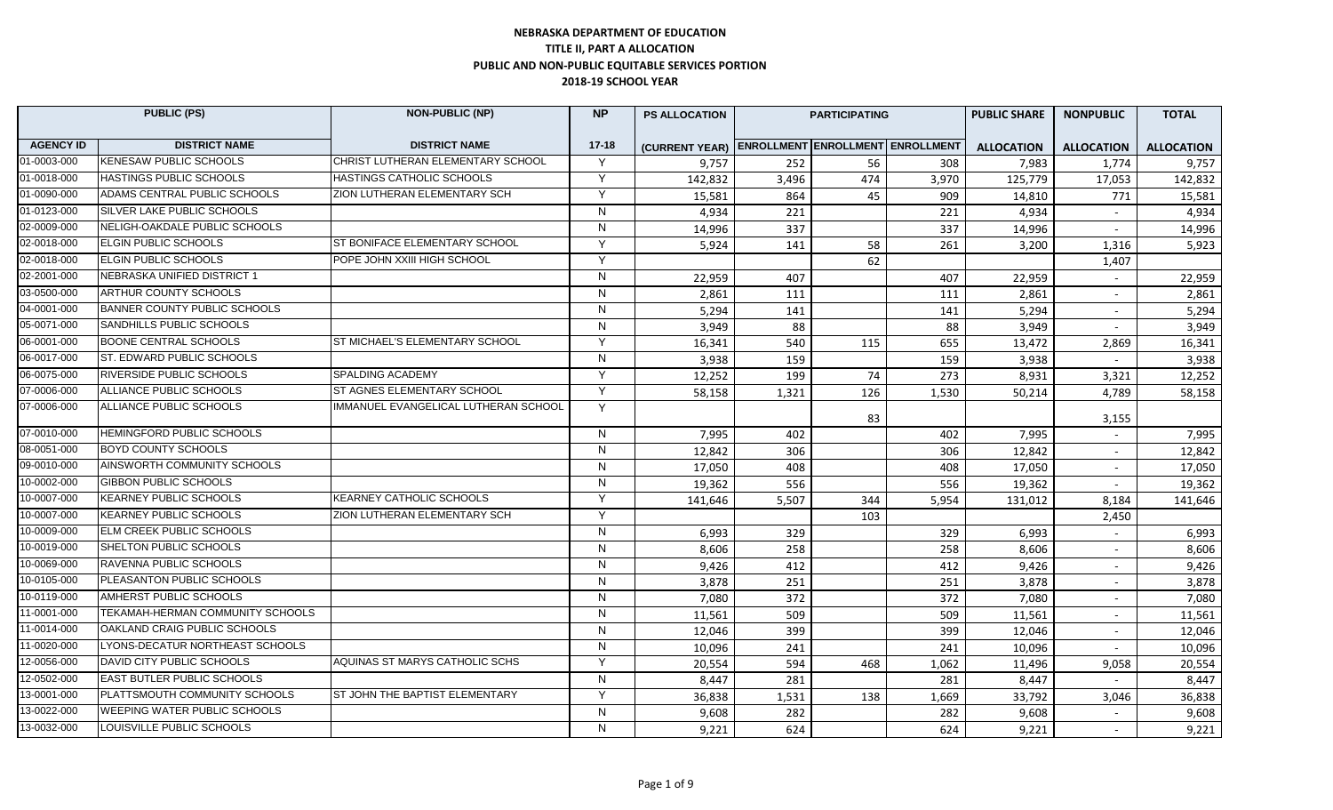# NEBRASKA DEPARTMENT OF EDUCATION
## TITLE II, PART A ALLOCATION
## PUBLIC AND NON-PUBLIC EQUITABLE SERVICES PORTION
## 2018-19 SCHOOL YEAR

| PUBLIC (PS) | | NON-PUBLIC (NP) | NP | PS ALLOCATION | PARTICIPATING | | | PUBLIC SHARE | NONPUBLIC | TOTAL |
|---|---|---|---|---|---|---|---|---|---|---|
| AGENCY ID | DISTRICT NAME | DISTRICT NAME | 17-18 | (CURRENT YEAR) | ENROLLMENT | ENROLLMENT | ENROLLMENT | ALLOCATION | ALLOCATION | ALLOCATION |
| 01-0003-000 | KENESAW PUBLIC SCHOOLS | CHRIST LUTHERAN ELEMENTARY SCHOOL | Y | 9,757 | 252 | 56 | 308 | 7,983 | 1,774 | 9,757 |
| 01-0018-000 | HASTINGS PUBLIC SCHOOLS | HASTINGS CATHOLIC SCHOOLS | Y | 142,832 | 3,496 | 474 | 3,970 | 125,779 | 17,053 | 142,832 |
| 01-0090-000 | ADAMS CENTRAL PUBLIC SCHOOLS | ZION LUTHERAN ELEMENTARY SCH | Y | 15,581 | 864 | 45 | 909 | 14,810 | 771 | 15,581 |
| 01-0123-000 | SILVER LAKE PUBLIC SCHOOLS | | N | 4,934 | 221 | | 221 | 4,934 | - | 4,934 |
| 02-0009-000 | NELIGH-OAKDALE PUBLIC SCHOOLS | | N | 14,996 | 337 | | 337 | 14,996 | - | 14,996 |
| 02-0018-000 | ELGIN PUBLIC SCHOOLS | ST BONIFACE ELEMENTARY SCHOOL | Y | 5,924 | 141 | 58 | 261 | 3,200 | 1,316 | 5,923 |
| 02-0018-000 | ELGIN PUBLIC SCHOOLS | POPE JOHN XXIII HIGH SCHOOL | Y | | | 62 | | | 1,407 | |
| 02-2001-000 | NEBRASKA UNIFIED DISTRICT 1 | | N | 22,959 | 407 | | 407 | 22,959 | - | 22,959 |
| 03-0500-000 | ARTHUR COUNTY SCHOOLS | | N | 2,861 | 111 | | 111 | 2,861 | - | 2,861 |
| 04-0001-000 | BANNER COUNTY PUBLIC SCHOOLS | | N | 5,294 | 141 | | 141 | 5,294 | - | 5,294 |
| 05-0071-000 | SANDHILLS PUBLIC SCHOOLS | | N | 3,949 | 88 | | 88 | 3,949 | - | 3,949 |
| 06-0001-000 | BOONE CENTRAL SCHOOLS | ST MICHAEL'S ELEMENTARY SCHOOL | Y | 16,341 | 540 | 115 | 655 | 13,472 | 2,869 | 16,341 |
| 06-0017-000 | ST. EDWARD PUBLIC SCHOOLS | | N | 3,938 | 159 | | 159 | 3,938 | - | 3,938 |
| 06-0075-000 | RIVERSIDE PUBLIC SCHOOLS | SPALDING ACADEMY | Y | 12,252 | 199 | 74 | 273 | 8,931 | 3,321 | 12,252 |
| 07-0006-000 | ALLIANCE PUBLIC SCHOOLS | ST AGNES ELEMENTARY SCHOOL | Y | 58,158 | 1,321 | 126 | 1,530 | 50,214 | 4,789 | 58,158 |
| 07-0006-000 | ALLIANCE PUBLIC SCHOOLS | IMMANUEL EVANGELICAL LUTHERAN SCHOOL | Y | | | 83 | | | 3,155 | |
| 07-0010-000 | HEMINGFORD PUBLIC SCHOOLS | | N | 7,995 | 402 | | 402 | 7,995 | - | 7,995 |
| 08-0051-000 | BOYD COUNTY SCHOOLS | | N | 12,842 | 306 | | 306 | 12,842 | - | 12,842 |
| 09-0010-000 | AINSWORTH COMMUNITY SCHOOLS | | N | 17,050 | 408 | | 408 | 17,050 | - | 17,050 |
| 10-0002-000 | GIBBON PUBLIC SCHOOLS | | N | 19,362 | 556 | | 556 | 19,362 | - | 19,362 |
| 10-0007-000 | KEARNEY PUBLIC SCHOOLS | KEARNEY CATHOLIC SCHOOLS | Y | 141,646 | 5,507 | 344 | 5,954 | 131,012 | 8,184 | 141,646 |
| 10-0007-000 | KEARNEY PUBLIC SCHOOLS | ZION LUTHERAN ELEMENTARY SCH | Y | | | 103 | | | 2,450 | |
| 10-0009-000 | ELM CREEK PUBLIC SCHOOLS | | N | 6,993 | 329 | | 329 | 6,993 | - | 6,993 |
| 10-0019-000 | SHELTON PUBLIC SCHOOLS | | N | 8,606 | 258 | | 258 | 8,606 | - | 8,606 |
| 10-0069-000 | RAVENNA PUBLIC SCHOOLS | | N | 9,426 | 412 | | 412 | 9,426 | - | 9,426 |
| 10-0105-000 | PLEASANTON PUBLIC SCHOOLS | | N | 3,878 | 251 | | 251 | 3,878 | - | 3,878 |
| 10-0119-000 | AMHERST PUBLIC SCHOOLS | | N | 7,080 | 372 | | 372 | 7,080 | - | 7,080 |
| 11-0001-000 | TEKAMAH-HERMAN COMMUNITY SCHOOLS | | N | 11,561 | 509 | | 509 | 11,561 | - | 11,561 |
| 11-0014-000 | OAKLAND CRAIG PUBLIC SCHOOLS | | N | 12,046 | 399 | | 399 | 12,046 | - | 12,046 |
| 11-0020-000 | LYONS-DECATUR NORTHEAST SCHOOLS | | N | 10,096 | 241 | | 241 | 10,096 | - | 10,096 |
| 12-0056-000 | DAVID CITY PUBLIC SCHOOLS | AQUINAS ST MARYS CATHOLIC SCHS | Y | 20,554 | 594 | 468 | 1,062 | 11,496 | 9,058 | 20,554 |
| 12-0502-000 | EAST BUTLER PUBLIC SCHOOLS | | N | 8,447 | 281 | | 281 | 8,447 | - | 8,447 |
| 13-0001-000 | PLATTSMOUTH COMMUNITY SCHOOLS | ST JOHN THE BAPTIST ELEMENTARY | Y | 36,838 | 1,531 | 138 | 1,669 | 33,792 | 3,046 | 36,838 |
| 13-0022-000 | WEEPING WATER PUBLIC SCHOOLS | | N | 9,608 | 282 | | 282 | 9,608 | - | 9,608 |
| 13-0032-000 | LOUISVILLE PUBLIC SCHOOLS | | N | 9,221 | 624 | | 624 | 9,221 | - | 9,221 |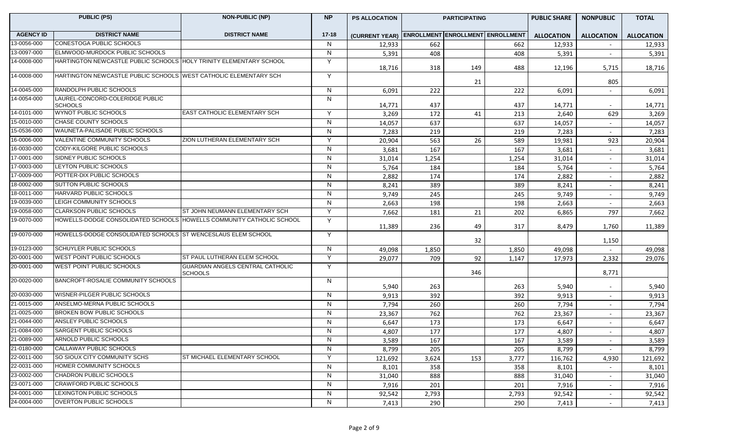| PUBLIC (PS) | | NON-PUBLIC (NP) | NP | PS ALLOCATION | PARTICIPATING | | | PUBLIC SHARE | NONPUBLIC | TOTAL |
|---|---|---|---|---|---|---|---|---|---|---|
| AGENCY ID | DISTRICT NAME | DISTRICT NAME | 17-18 | (CURRENT YEAR) | ENROLLMENT | ENROLLMENT | ENROLLMENT | ALLOCATION | ALLOCATION | ALLOCATION |
| 13-0056-000 | CONESTOGA PUBLIC SCHOOLS | | N | 12,933 | 662 | | 662 | 12,933 | - | 12,933 |
| 13-0097-000 | ELMWOOD-MURDOCK PUBLIC SCHOOLS | | N | 5,391 | 408 | | 408 | 5,391 | - | 5,391 |
| 14-0008-000 | HARTINGTON NEWCASTLE PUBLIC SCHOOLS | HOLY TRINITY ELEMENTARY SCHOOL | Y | 18,716 | 318 | 149 | 488 | 12,196 | 5,715 | 18,716 |
| 14-0008-000 | HARTINGTON NEWCASTLE PUBLIC SCHOOLS | WEST CATHOLIC ELEMENTARY SCH | Y | | | 21 | | | 805 | |
| 14-0045-000 | RANDOLPH PUBLIC SCHOOLS | | N | 6,091 | 222 | | 222 | 6,091 | - | 6,091 |
| 14-0054-000 | LAUREL-CONCORD-COLERIDGE PUBLIC SCHOOLS | | N | 14,771 | 437 | | 437 | 14,771 | - | 14,771 |
| 14-0101-000 | WYNOT PUBLIC SCHOOLS | EAST CATHOLIC ELEMENTARY SCH | Y | 3,269 | 172 | 41 | 213 | 2,640 | 629 | 3,269 |
| 15-0010-000 | CHASE COUNTY SCHOOLS | | N | 14,057 | 637 | | 637 | 14,057 | - | 14,057 |
| 15-0536-000 | WAUNETA-PALISADE PUBLIC SCHOOLS | | N | 7,283 | 219 | | 219 | 7,283 | - | 7,283 |
| 16-0006-000 | VALENTINE COMMUNITY SCHOOLS | ZION LUTHERAN ELEMENTARY SCH | Y | 20,904 | 563 | 26 | 589 | 19,981 | 923 | 20,904 |
| 16-0030-000 | CODY-KILGORE PUBLIC SCHOOLS | | N | 3,681 | 167 | | 167 | 3,681 | - | 3,681 |
| 17-0001-000 | SIDNEY PUBLIC SCHOOLS | | N | 31,014 | 1,254 | | 1,254 | 31,014 | - | 31,014 |
| 17-0003-000 | LEYTON PUBLIC SCHOOLS | | N | 5,764 | 184 | | 184 | 5,764 | - | 5,764 |
| 17-0009-000 | POTTER-DIX PUBLIC SCHOOLS | | N | 2,882 | 174 | | 174 | 2,882 | - | 2,882 |
| 18-0002-000 | SUTTON PUBLIC SCHOOLS | | N | 8,241 | 389 | | 389 | 8,241 | - | 8,241 |
| 18-0011-000 | HARVARD PUBLIC SCHOOLS | | N | 9,749 | 245 | | 245 | 9,749 | - | 9,749 |
| 19-0039-000 | LEIGH COMMUNITY SCHOOLS | | N | 2,663 | 198 | | 198 | 2,663 | - | 2,663 |
| 19-0058-000 | CLARKSON PUBLIC SCHOOLS | ST JOHN NEUMANN ELEMENTARY SCH | Y | 7,662 | 181 | 21 | 202 | 6,865 | 797 | 7,662 |
| 19-0070-000 | HOWELLS-DODGE CONSOLIDATED SCHOOLS | HOWELLS COMMUNITY CATHOLIC SCHOOL | Y | 11,389 | 236 | 49 | 317 | 8,479 | 1,760 | 11,389 |
| 19-0070-000 | HOWELLS-DODGE CONSOLIDATED SCHOOLS | ST WENCESLAUS ELEM SCHOOL | Y | | | 32 | | | 1,150 | |
| 19-0123-000 | SCHUYLER PUBLIC SCHOOLS | | N | 49,098 | 1,850 | | 1,850 | 49,098 | - | 49,098 |
| 20-0001-000 | WEST POINT PUBLIC SCHOOLS | ST PAUL LUTHERAN ELEM SCHOOL | Y | 29,077 | 709 | 92 | 1,147 | 17,973 | 2,332 | 29,076 |
| 20-0001-000 | WEST POINT PUBLIC SCHOOLS | GUARDIAN ANGELS CENTRAL CATHOLIC SCHOOLS | Y | | | 346 | | | 8,771 | |
| 20-0020-000 | BANCROFT-ROSALIE COMMUNITY SCHOOLS | | N | 5,940 | 263 | | 263 | 5,940 | - | 5,940 |
| 20-0030-000 | WISNER-PILGER PUBLIC SCHOOLS | | N | 9,913 | 392 | | 392 | 9,913 | - | 9,913 |
| 21-0015-000 | ANSELMO-MERNA PUBLIC SCHOOLS | | N | 7,794 | 260 | | 260 | 7,794 | - | 7,794 |
| 21-0025-000 | BROKEN BOW PUBLIC SCHOOLS | | N | 23,367 | 762 | | 762 | 23,367 | - | 23,367 |
| 21-0044-000 | ANSLEY PUBLIC SCHOOLS | | N | 6,647 | 173 | | 173 | 6,647 | - | 6,647 |
| 21-0084-000 | SARGENT PUBLIC SCHOOLS | | N | 4,807 | 177 | | 177 | 4,807 | - | 4,807 |
| 21-0089-000 | ARNOLD PUBLIC SCHOOLS | | N | 3,589 | 167 | | 167 | 3,589 | - | 3,589 |
| 21-0180-000 | CALLAWAY PUBLIC SCHOOLS | | N | 8,799 | 205 | | 205 | 8,799 | - | 8,799 |
| 22-0011-000 | SO SIOUX CITY COMMUNITY SCHS | ST MICHAEL ELEMENTARY SCHOOL | Y | 121,692 | 3,624 | 153 | 3,777 | 116,762 | 4,930 | 121,692 |
| 22-0031-000 | HOMER COMMUNITY SCHOOLS | | N | 8,101 | 358 | | 358 | 8,101 | - | 8,101 |
| 23-0002-000 | CHADRON PUBLIC SCHOOLS | | N | 31,040 | 888 | | 888 | 31,040 | - | 31,040 |
| 23-0071-000 | CRAWFORD PUBLIC SCHOOLS | | N | 7,916 | 201 | | 201 | 7,916 | - | 7,916 |
| 24-0001-000 | LEXINGTON PUBLIC SCHOOLS | | N | 92,542 | 2,793 | | 2,793 | 92,542 | - | 92,542 |
| 24-0004-000 | OVERTON PUBLIC SCHOOLS | | N | 7,413 | 290 | | 290 | 7,413 | - | 7,413 |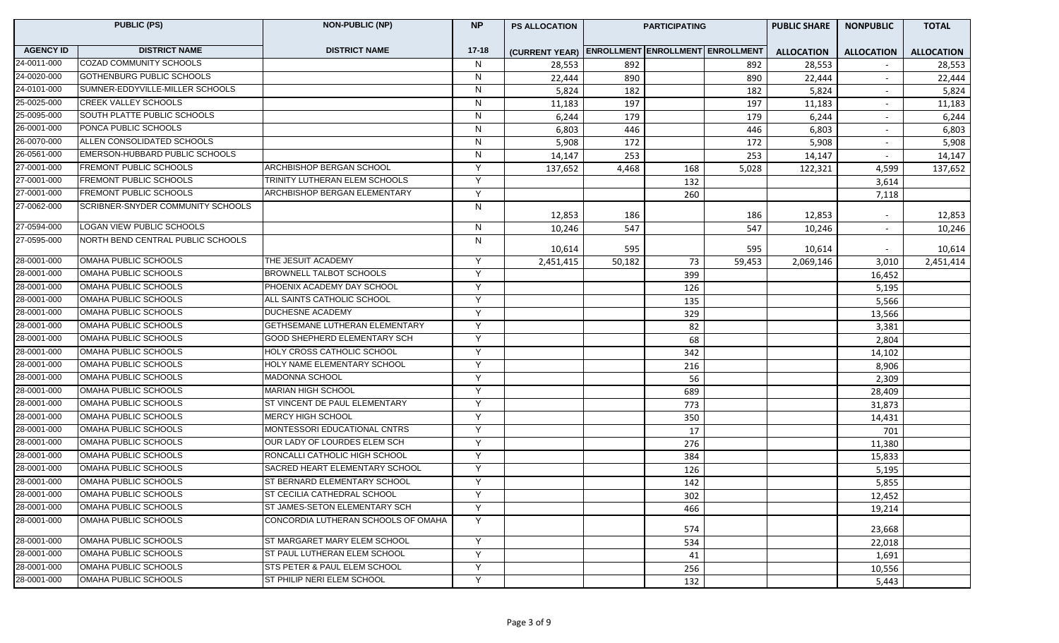| PUBLIC (PS) | | NON-PUBLIC (NP) | NP | PS ALLOCATION | PARTICIPATING | | | PUBLIC SHARE | NONPUBLIC | TOTAL |
|---|---|---|---|---|---|---|---|---|---|---|
| AGENCY ID | DISTRICT NAME | DISTRICT NAME | 17-18 | (CURRENT YEAR) | ENROLLMENT | ENROLLMENT | ENROLLMENT | ALLOCATION | ALLOCATION | ALLOCATION |
| 24-0011-000 | COZAD COMMUNITY SCHOOLS | | N | 28,553 | 892 | | 892 | 28,553 | - | 28,553 |
| 24-0020-000 | GOTHENBURG PUBLIC SCHOOLS | | N | 22,444 | 890 | | 890 | 22,444 | - | 22,444 |
| 24-0101-000 | SUMNER-EDDYVILLE-MILLER SCHOOLS | | N | 5,824 | 182 | | 182 | 5,824 | - | 5,824 |
| 25-0025-000 | CREEK VALLEY SCHOOLS | | N | 11,183 | 197 | | 197 | 11,183 | - | 11,183 |
| 25-0095-000 | SOUTH PLATTE PUBLIC SCHOOLS | | N | 6,244 | 179 | | 179 | 6,244 | - | 6,244 |
| 26-0001-000 | PONCA PUBLIC SCHOOLS | | N | 6,803 | 446 | | 446 | 6,803 | - | 6,803 |
| 26-0070-000 | ALLEN CONSOLIDATED SCHOOLS | | N | 5,908 | 172 | | 172 | 5,908 | - | 5,908 |
| 26-0561-000 | EMERSON-HUBBARD PUBLIC SCHOOLS | | N | 14,147 | 253 | | 253 | 14,147 | - | 14,147 |
| 27-0001-000 | FREMONT PUBLIC SCHOOLS | ARCHBISHOP BERGAN SCHOOL | Y | 137,652 | 4,468 | 168 | 5,028 | 122,321 | 4,599 | 137,652 |
| 27-0001-000 | FREMONT PUBLIC SCHOOLS | TRINITY LUTHERAN ELEM SCHOOLS | Y | | | 132 | | | 3,614 | |
| 27-0001-000 | FREMONT PUBLIC SCHOOLS | ARCHBISHOP BERGAN ELEMENTARY | Y | | | 260 | | | 7,118 | |
| 27-0062-000 | SCRIBNER-SNYDER COMMUNITY SCHOOLS | | N | 12,853 | 186 | | 186 | 12,853 | - | 12,853 |
| 27-0594-000 | LOGAN VIEW PUBLIC SCHOOLS | | N | 10,246 | 547 | | 547 | 10,246 | - | 10,246 |
| 27-0595-000 | NORTH BEND CENTRAL PUBLIC SCHOOLS | | N | 10,614 | 595 | | 595 | 10,614 | - | 10,614 |
| 28-0001-000 | OMAHA PUBLIC SCHOOLS | THE JESUIT ACADEMY | Y | 2,451,415 | 50,182 | 73 | 59,453 | 2,069,146 | 3,010 | 2,451,414 |
| 28-0001-000 | OMAHA PUBLIC SCHOOLS | BROWNELL TALBOT SCHOOLS | Y | | | 399 | | | 16,452 | |
| 28-0001-000 | OMAHA PUBLIC SCHOOLS | PHOENIX ACADEMY DAY SCHOOL | Y | | | 126 | | | 5,195 | |
| 28-0001-000 | OMAHA PUBLIC SCHOOLS | ALL SAINTS CATHOLIC SCHOOL | Y | | | 135 | | | 5,566 | |
| 28-0001-000 | OMAHA PUBLIC SCHOOLS | DUCHESNE ACADEMY | Y | | | 329 | | | 13,566 | |
| 28-0001-000 | OMAHA PUBLIC SCHOOLS | GETHSEMANE LUTHERAN ELEMENTARY | Y | | | 82 | | | 3,381 | |
| 28-0001-000 | OMAHA PUBLIC SCHOOLS | GOOD SHEPHERD ELEMENTARY SCH | Y | | | 68 | | | 2,804 | |
| 28-0001-000 | OMAHA PUBLIC SCHOOLS | HOLY CROSS CATHOLIC SCHOOL | Y | | | 342 | | | 14,102 | |
| 28-0001-000 | OMAHA PUBLIC SCHOOLS | HOLY NAME ELEMENTARY SCHOOL | Y | | | 216 | | | 8,906 | |
| 28-0001-000 | OMAHA PUBLIC SCHOOLS | MADONNA SCHOOL | Y | | | 56 | | | 2,309 | |
| 28-0001-000 | OMAHA PUBLIC SCHOOLS | MARIAN HIGH SCHOOL | Y | | | 689 | | | 28,409 | |
| 28-0001-000 | OMAHA PUBLIC SCHOOLS | ST VINCENT DE PAUL ELEMENTARY | Y | | | 773 | | | 31,873 | |
| 28-0001-000 | OMAHA PUBLIC SCHOOLS | MERCY HIGH SCHOOL | Y | | | 350 | | | 14,431 | |
| 28-0001-000 | OMAHA PUBLIC SCHOOLS | MONTESSORI EDUCATIONAL CNTRS | Y | | | 17 | | | 701 | |
| 28-0001-000 | OMAHA PUBLIC SCHOOLS | OUR LADY OF LOURDES ELEM SCH | Y | | | 276 | | | 11,380 | |
| 28-0001-000 | OMAHA PUBLIC SCHOOLS | RONCALLI CATHOLIC HIGH SCHOOL | Y | | | 384 | | | 15,833 | |
| 28-0001-000 | OMAHA PUBLIC SCHOOLS | SACRED HEART ELEMENTARY SCHOOL | Y | | | 126 | | | 5,195 | |
| 28-0001-000 | OMAHA PUBLIC SCHOOLS | ST BERNARD ELEMENTARY SCHOOL | Y | | | 142 | | | 5,855 | |
| 28-0001-000 | OMAHA PUBLIC SCHOOLS | ST CECILIA CATHEDRAL SCHOOL | Y | | | 302 | | | 12,452 | |
| 28-0001-000 | OMAHA PUBLIC SCHOOLS | ST JAMES-SETON ELEMENTARY SCH | Y | | | 466 | | | 19,214 | |
| 28-0001-000 | OMAHA PUBLIC SCHOOLS | CONCORDIA LUTHERAN SCHOOLS OF OMAHA | Y | | | 574 | | | 23,668 | |
| 28-0001-000 | OMAHA PUBLIC SCHOOLS | ST MARGARET MARY ELEM SCHOOL | Y | | | 534 | | | 22,018 | |
| 28-0001-000 | OMAHA PUBLIC SCHOOLS | ST PAUL LUTHERAN ELEM SCHOOL | Y | | | 41 | | | 1,691 | |
| 28-0001-000 | OMAHA PUBLIC SCHOOLS | STS PETER & PAUL ELEM SCHOOL | Y | | | 256 | | | 10,556 | |
| 28-0001-000 | OMAHA PUBLIC SCHOOLS | ST PHILIP NERI ELEM SCHOOL | Y | | | 132 | | | 5,443 | |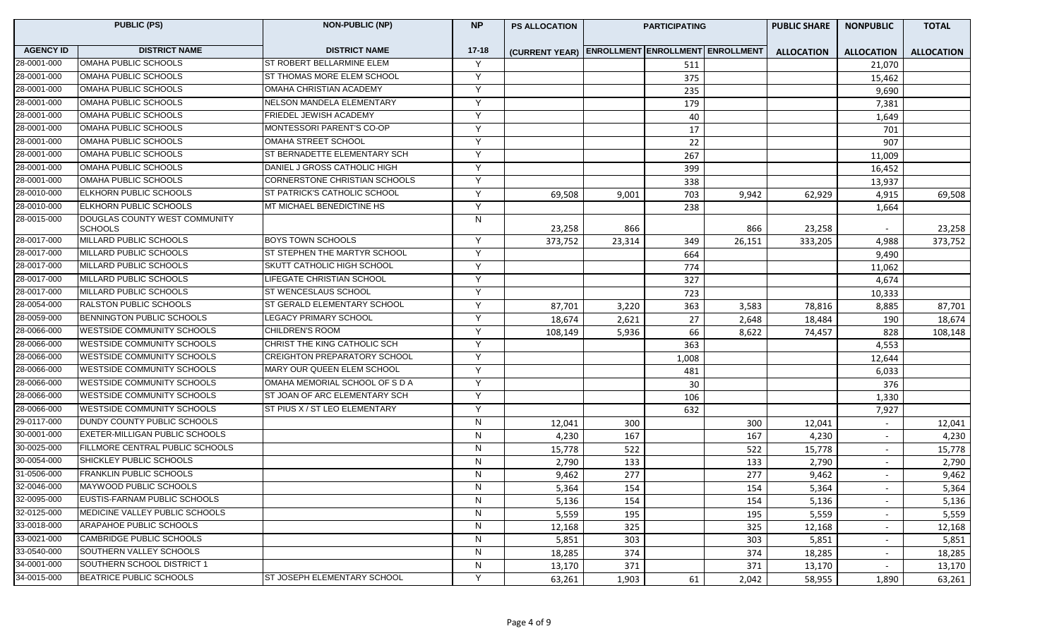| PUBLIC (PS) | | NON-PUBLIC (NP) | NP | PS ALLOCATION | PARTICIPATING | | | PUBLIC SHARE | NONPUBLIC | TOTAL |
|---|---|---|---|---|---|---|---|---|---|---|
| AGENCY ID | DISTRICT NAME | DISTRICT NAME | 17-18 | (CURRENT YEAR) | ENROLLMENT | ENROLLMENT | ENROLLMENT | ALLOCATION | ALLOCATION | ALLOCATION |
| 28-0001-000 | OMAHA PUBLIC SCHOOLS | ST ROBERT BELLARMINE ELEM | Y | | | 511 | | | 21,070 | |
| 28-0001-000 | OMAHA PUBLIC SCHOOLS | ST THOMAS MORE ELEM SCHOOL | Y | | | 375 | | | 15,462 | |
| 28-0001-000 | OMAHA PUBLIC SCHOOLS | OMAHA CHRISTIAN ACADEMY | Y | | | 235 | | | 9,690 | |
| 28-0001-000 | OMAHA PUBLIC SCHOOLS | NELSON MANDELA ELEMENTARY | Y | | | 179 | | | 7,381 | |
| 28-0001-000 | OMAHA PUBLIC SCHOOLS | FRIEDEL JEWISH ACADEMY | Y | | | 40 | | | 1,649 | |
| 28-0001-000 | OMAHA PUBLIC SCHOOLS | MONTESSORI PARENT'S CO-OP | Y | | | 17 | | | 701 | |
| 28-0001-000 | OMAHA PUBLIC SCHOOLS | OMAHA STREET SCHOOL | Y | | | 22 | | | 907 | |
| 28-0001-000 | OMAHA PUBLIC SCHOOLS | ST BERNADETTE ELEMENTARY SCH | Y | | | 267 | | | 11,009 | |
| 28-0001-000 | OMAHA PUBLIC SCHOOLS | DANIEL J GROSS CATHOLIC HIGH | Y | | | 399 | | | 16,452 | |
| 28-0001-000 | OMAHA PUBLIC SCHOOLS | CORNERSTONE CHRISTIAN SCHOOLS | Y | | | 338 | | | 13,937 | |
| 28-0010-000 | ELKHORN PUBLIC SCHOOLS | ST PATRICK'S CATHOLIC SCHOOL | Y | 69,508 | 9,001 | 703 | 9,942 | 62,929 | 4,915 | 69,508 |
| 28-0010-000 | ELKHORN PUBLIC SCHOOLS | MT MICHAEL BENEDICTINE HS | Y | | | 238 | | | 1,664 | |
| 28-0015-000 | DOUGLAS COUNTY WEST COMMUNITY SCHOOLS | | N | 23,258 | 866 | | 866 | 23,258 | - | 23,258 |
| 28-0017-000 | MILLARD PUBLIC SCHOOLS | BOYS TOWN SCHOOLS | Y | 373,752 | 23,314 | 349 | 26,151 | 333,205 | 4,988 | 373,752 |
| 28-0017-000 | MILLARD PUBLIC SCHOOLS | ST STEPHEN THE MARTYR SCHOOL | Y | | | 664 | | | 9,490 | |
| 28-0017-000 | MILLARD PUBLIC SCHOOLS | SKUTT CATHOLIC HIGH SCHOOL | Y | | | 774 | | | 11,062 | |
| 28-0017-000 | MILLARD PUBLIC SCHOOLS | LIFEGATE CHRISTIAN SCHOOL | Y | | | 327 | | | 4,674 | |
| 28-0017-000 | MILLARD PUBLIC SCHOOLS | ST WENCESLAUS SCHOOL | Y | | | 723 | | | 10,333 | |
| 28-0054-000 | RALSTON PUBLIC SCHOOLS | ST GERALD ELEMENTARY SCHOOL | Y | 87,701 | 3,220 | 363 | 3,583 | 78,816 | 8,885 | 87,701 |
| 28-0059-000 | BENNINGTON PUBLIC SCHOOLS | LEGACY PRIMARY SCHOOL | Y | 18,674 | 2,621 | 27 | 2,648 | 18,484 | 190 | 18,674 |
| 28-0066-000 | WESTSIDE COMMUNITY SCHOOLS | CHILDREN'S ROOM | Y | 108,149 | 5,936 | 66 | 8,622 | 74,457 | 828 | 108,148 |
| 28-0066-000 | WESTSIDE COMMUNITY SCHOOLS | CHRIST THE KING CATHOLIC SCH | Y | | | 363 | | | 4,553 | |
| 28-0066-000 | WESTSIDE COMMUNITY SCHOOLS | CREIGHTON PREPARATORY SCHOOL | Y | | | 1,008 | | | 12,644 | |
| 28-0066-000 | WESTSIDE COMMUNITY SCHOOLS | MARY OUR QUEEN ELEM SCHOOL | Y | | | 481 | | | 6,033 | |
| 28-0066-000 | WESTSIDE COMMUNITY SCHOOLS | OMAHA MEMORIAL SCHOOL OF S D A | Y | | | 30 | | | 376 | |
| 28-0066-000 | WESTSIDE COMMUNITY SCHOOLS | ST JOAN OF ARC ELEMENTARY SCH | Y | | | 106 | | | 1,330 | |
| 28-0066-000 | WESTSIDE COMMUNITY SCHOOLS | ST PIUS X / ST LEO ELEMENTARY | Y | | | 632 | | | 7,927 | |
| 29-0117-000 | DUNDY COUNTY PUBLIC SCHOOLS | | N | 12,041 | 300 | | 300 | 12,041 | - | 12,041 |
| 30-0001-000 | EXETER-MILLIGAN PUBLIC SCHOOLS | | N | 4,230 | 167 | | 167 | 4,230 | - | 4,230 |
| 30-0025-000 | FILLMORE CENTRAL PUBLIC SCHOOLS | | N | 15,778 | 522 | | 522 | 15,778 | - | 15,778 |
| 30-0054-000 | SHICKLEY PUBLIC SCHOOLS | | N | 2,790 | 133 | | 133 | 2,790 | - | 2,790 |
| 31-0506-000 | FRANKLIN PUBLIC SCHOOLS | | N | 9,462 | 277 | | 277 | 9,462 | - | 9,462 |
| 32-0046-000 | MAYWOOD PUBLIC SCHOOLS | | N | 5,364 | 154 | | 154 | 5,364 | - | 5,364 |
| 32-0095-000 | EUSTIS-FARNAM PUBLIC SCHOOLS | | N | 5,136 | 154 | | 154 | 5,136 | - | 5,136 |
| 32-0125-000 | MEDICINE VALLEY PUBLIC SCHOOLS | | N | 5,559 | 195 | | 195 | 5,559 | - | 5,559 |
| 33-0018-000 | ARAPAHOE PUBLIC SCHOOLS | | N | 12,168 | 325 | | 325 | 12,168 | - | 12,168 |
| 33-0021-000 | CAMBRIDGE PUBLIC SCHOOLS | | N | 5,851 | 303 | | 303 | 5,851 | - | 5,851 |
| 33-0540-000 | SOUTHERN VALLEY SCHOOLS | | N | 18,285 | 374 | | 374 | 18,285 | - | 18,285 |
| 34-0001-000 | SOUTHERN SCHOOL DISTRICT 1 | | N | 13,170 | 371 | | 371 | 13,170 | - | 13,170 |
| 34-0015-000 | BEATRICE PUBLIC SCHOOLS | ST JOSEPH ELEMENTARY SCHOOL | Y | 63,261 | 1,903 | 61 | 2,042 | 58,955 | 1,890 | 63,261 |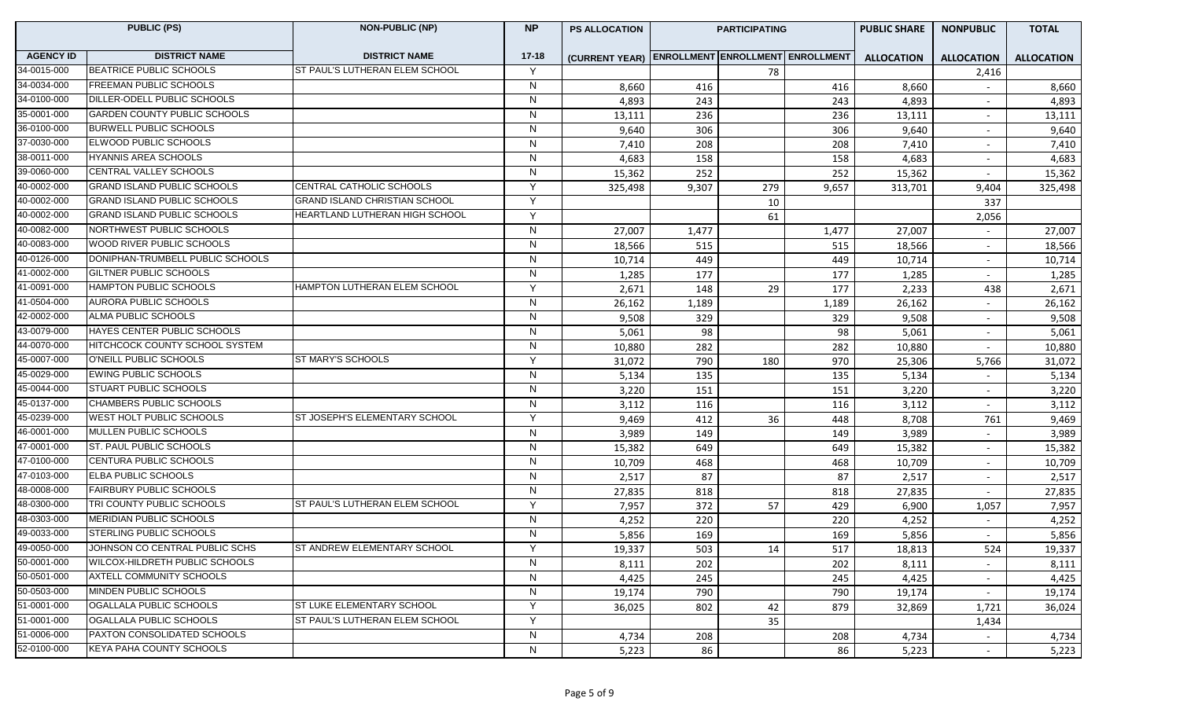| PUBLIC (PS) | | NON-PUBLIC (NP) | NP | PS ALLOCATION | PARTICIPATING | | | PUBLIC SHARE | NONPUBLIC | TOTAL |
|---|---|---|---|---|---|---|---|---|---|---|
| AGENCY ID | DISTRICT NAME | DISTRICT NAME | 17-18 | (CURRENT YEAR) | ENROLLMENT | ENROLLMENT | ENROLLMENT | ALLOCATION | ALLOCATION | ALLOCATION |
| 34-0015-000 | BEATRICE PUBLIC SCHOOLS | ST PAUL'S LUTHERAN ELEM SCHOOL | Y | | | 78 | | | 2,416 | |
| 34-0034-000 | FREEMAN PUBLIC SCHOOLS | | N | 8,660 | 416 | | 416 | 8,660 | - | 8,660 |
| 34-0100-000 | DILLER-ODELL PUBLIC SCHOOLS | | N | 4,893 | 243 | | 243 | 4,893 | - | 4,893 |
| 35-0001-000 | GARDEN COUNTY PUBLIC SCHOOLS | | N | 13,111 | 236 | | 236 | 13,111 | - | 13,111 |
| 36-0100-000 | BURWELL PUBLIC SCHOOLS | | N | 9,640 | 306 | | 306 | 9,640 | - | 9,640 |
| 37-0030-000 | ELWOOD PUBLIC SCHOOLS | | N | 7,410 | 208 | | 208 | 7,410 | - | 7,410 |
| 38-0011-000 | HYANNIS AREA SCHOOLS | | N | 4,683 | 158 | | 158 | 4,683 | - | 4,683 |
| 39-0060-000 | CENTRAL VALLEY SCHOOLS | | N | 15,362 | 252 | | 252 | 15,362 | - | 15,362 |
| 40-0002-000 | GRAND ISLAND PUBLIC SCHOOLS | CENTRAL CATHOLIC SCHOOLS | Y | 325,498 | 9,307 | 279 | 9,657 | 313,701 | 9,404 | 325,498 |
| 40-0002-000 | GRAND ISLAND PUBLIC SCHOOLS | GRAND ISLAND CHRISTIAN SCHOOL | Y | | | 10 | | | 337 | |
| 40-0002-000 | GRAND ISLAND PUBLIC SCHOOLS | HEARTLAND LUTHERAN HIGH SCHOOL | Y | | | 61 | | | 2,056 | |
| 40-0082-000 | NORTHWEST PUBLIC SCHOOLS | | N | 27,007 | 1,477 | | 1,477 | 27,007 | - | 27,007 |
| 40-0083-000 | WOOD RIVER PUBLIC SCHOOLS | | N | 18,566 | 515 | | 515 | 18,566 | - | 18,566 |
| 40-0126-000 | DONIPHAN-TRUMBELL PUBLIC SCHOOLS | | N | 10,714 | 449 | | 449 | 10,714 | - | 10,714 |
| 41-0002-000 | GILTNER PUBLIC SCHOOLS | | N | 1,285 | 177 | | 177 | 1,285 | - | 1,285 |
| 41-0091-000 | HAMPTON PUBLIC SCHOOLS | HAMPTON LUTHERAN ELEM SCHOOL | Y | 2,671 | 148 | 29 | 177 | 2,233 | 438 | 2,671 |
| 41-0504-000 | AURORA PUBLIC SCHOOLS | | N | 26,162 | 1,189 | | 1,189 | 26,162 | - | 26,162 |
| 42-0002-000 | ALMA PUBLIC SCHOOLS | | N | 9,508 | 329 | | 329 | 9,508 | - | 9,508 |
| 43-0079-000 | HAYES CENTER PUBLIC SCHOOLS | | N | 5,061 | 98 | | 98 | 5,061 | - | 5,061 |
| 44-0070-000 | HITCHCOCK COUNTY SCHOOL SYSTEM | | N | 10,880 | 282 | | 282 | 10,880 | - | 10,880 |
| 45-0007-000 | O'NEILL PUBLIC SCHOOLS | ST MARY'S SCHOOLS | Y | 31,072 | 790 | 180 | 970 | 25,306 | 5,766 | 31,072 |
| 45-0029-000 | EWING PUBLIC SCHOOLS | | N | 5,134 | 135 | | 135 | 5,134 | - | 5,134 |
| 45-0044-000 | STUART PUBLIC SCHOOLS | | N | 3,220 | 151 | | 151 | 3,220 | - | 3,220 |
| 45-0137-000 | CHAMBERS PUBLIC SCHOOLS | | N | 3,112 | 116 | | 116 | 3,112 | - | 3,112 |
| 45-0239-000 | WEST HOLT PUBLIC SCHOOLS | ST JOSEPH'S ELEMENTARY SCHOOL | Y | 9,469 | 412 | 36 | 448 | 8,708 | 761 | 9,469 |
| 46-0001-000 | MULLEN PUBLIC SCHOOLS | | N | 3,989 | 149 | | 149 | 3,989 | - | 3,989 |
| 47-0001-000 | ST. PAUL PUBLIC SCHOOLS | | N | 15,382 | 649 | | 649 | 15,382 | - | 15,382 |
| 47-0100-000 | CENTURA PUBLIC SCHOOLS | | N | 10,709 | 468 | | 468 | 10,709 | - | 10,709 |
| 47-0103-000 | ELBA PUBLIC SCHOOLS | | N | 2,517 | 87 | | 87 | 2,517 | - | 2,517 |
| 48-0008-000 | FAIRBURY PUBLIC SCHOOLS | | N | 27,835 | 818 | | 818 | 27,835 | - | 27,835 |
| 48-0300-000 | TRI COUNTY PUBLIC SCHOOLS | ST PAUL'S LUTHERAN ELEM SCHOOL | Y | 7,957 | 372 | 57 | 429 | 6,900 | 1,057 | 7,957 |
| 48-0303-000 | MERIDIAN PUBLIC SCHOOLS | | N | 4,252 | 220 | | 220 | 4,252 | - | 4,252 |
| 49-0033-000 | STERLING PUBLIC SCHOOLS | | N | 5,856 | 169 | | 169 | 5,856 | - | 5,856 |
| 49-0050-000 | JOHNSON CO CENTRAL PUBLIC SCHS | ST ANDREW ELEMENTARY SCHOOL | Y | 19,337 | 503 | 14 | 517 | 18,813 | 524 | 19,337 |
| 50-0001-000 | WILCOX-HILDRETH PUBLIC SCHOOLS | | N | 8,111 | 202 | | 202 | 8,111 | - | 8,111 |
| 50-0501-000 | AXTELL COMMUNITY SCHOOLS | | N | 4,425 | 245 | | 245 | 4,425 | - | 4,425 |
| 50-0503-000 | MINDEN PUBLIC SCHOOLS | | N | 19,174 | 790 | | 790 | 19,174 | - | 19,174 |
| 51-0001-000 | OGALLALA PUBLIC SCHOOLS | ST LUKE ELEMENTARY SCHOOL | Y | 36,025 | 802 | 42 | 879 | 32,869 | 1,721 | 36,024 |
| 51-0001-000 | OGALLALA PUBLIC SCHOOLS | ST PAUL'S LUTHERAN ELEM SCHOOL | Y | | | 35 | | | 1,434 | |
| 51-0006-000 | PAXTON CONSOLIDATED SCHOOLS | | N | 4,734 | 208 | | 208 | 4,734 | - | 4,734 |
| 52-0100-000 | KEYA PAHA COUNTY SCHOOLS | | N | 5,223 | 86 | | 86 | 5,223 | - | 5,223 |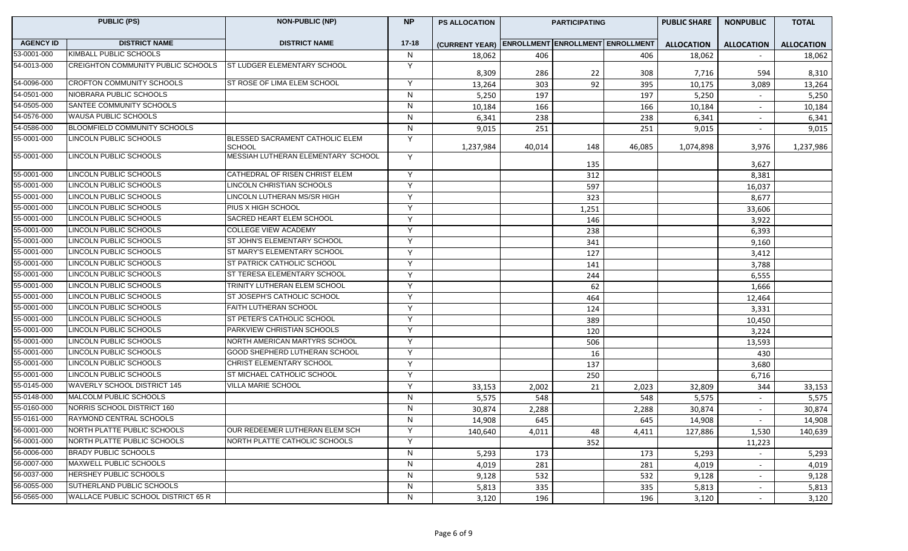| PUBLIC (PS) | | NON-PUBLIC (NP) | NP | PS ALLOCATION | PARTICIPATING | | | PUBLIC SHARE | NONPUBLIC | TOTAL |
|---|---|---|---|---|---|---|---|---|---|---|
| AGENCY ID | DISTRICT NAME | DISTRICT NAME | 17-18 | (CURRENT YEAR) | ENROLLMENT | ENROLLMENT | ENROLLMENT | ALLOCATION | ALLOCATION | ALLOCATION |
| 53-0001-000 | KIMBALL PUBLIC SCHOOLS | | N | 18,062 | 406 | | 406 | 18,062 | - | 18,062 |
| 54-0013-000 | CREIGHTON COMMUNITY PUBLIC SCHOOLS | ST LUDGER ELEMENTARY SCHOOL | Y | 8,309 | 286 | 22 | 308 | 7,716 | 594 | 8,310 |
| 54-0096-000 | CROFTON COMMUNITY SCHOOLS | ST ROSE OF LIMA ELEM SCHOOL | Y | 13,264 | 303 | 92 | 395 | 10,175 | 3,089 | 13,264 |
| 54-0501-000 | NIOBRARA PUBLIC SCHOOLS | | N | 5,250 | 197 | | 197 | 5,250 | - | 5,250 |
| 54-0505-000 | SANTEE COMMUNITY SCHOOLS | | N | 10,184 | 166 | | 166 | 10,184 | - | 10,184 |
| 54-0576-000 | WAUSA PUBLIC SCHOOLS | | N | 6,341 | 238 | | 238 | 6,341 | - | 6,341 |
| 54-0586-000 | BLOOMFIELD COMMUNITY SCHOOLS | | N | 9,015 | 251 | | 251 | 9,015 | - | 9,015 |
| 55-0001-000 | LINCOLN PUBLIC SCHOOLS | BLESSED SACRAMENT CATHOLIC ELEM SCHOOL | Y | 1,237,984 | 40,014 | 148 | 46,085 | 1,074,898 | 3,976 | 1,237,986 |
| 55-0001-000 | LINCOLN PUBLIC SCHOOLS | MESSIAH LUTHERAN ELEMENTARY SCHOOL | Y | | | 135 | | | 3,627 | |
| 55-0001-000 | LINCOLN PUBLIC SCHOOLS | CATHEDRAL OF RISEN CHRIST ELEM | Y | | | 312 | | | 8,381 | |
| 55-0001-000 | LINCOLN PUBLIC SCHOOLS | LINCOLN CHRISTIAN SCHOOLS | Y | | | 597 | | | 16,037 | |
| 55-0001-000 | LINCOLN PUBLIC SCHOOLS | LINCOLN LUTHERAN MS/SR HIGH | Y | | | 323 | | | 8,677 | |
| 55-0001-000 | LINCOLN PUBLIC SCHOOLS | PIUS X HIGH SCHOOL | Y | | | 1,251 | | | 33,606 | |
| 55-0001-000 | LINCOLN PUBLIC SCHOOLS | SACRED HEART ELEM SCHOOL | Y | | | 146 | | | 3,922 | |
| 55-0001-000 | LINCOLN PUBLIC SCHOOLS | COLLEGE VIEW ACADEMY | Y | | | 238 | | | 6,393 | |
| 55-0001-000 | LINCOLN PUBLIC SCHOOLS | ST JOHN'S ELEMENTARY SCHOOL | Y | | | 341 | | | 9,160 | |
| 55-0001-000 | LINCOLN PUBLIC SCHOOLS | ST MARY'S ELEMENTARY SCHOOL | Y | | | 127 | | | 3,412 | |
| 55-0001-000 | LINCOLN PUBLIC SCHOOLS | ST PATRICK CATHOLIC SCHOOL | Y | | | 141 | | | 3,788 | |
| 55-0001-000 | LINCOLN PUBLIC SCHOOLS | ST TERESA ELEMENTARY SCHOOL | Y | | | 244 | | | 6,555 | |
| 55-0001-000 | LINCOLN PUBLIC SCHOOLS | TRINITY LUTHERAN ELEM SCHOOL | Y | | | 62 | | | 1,666 | |
| 55-0001-000 | LINCOLN PUBLIC SCHOOLS | ST JOSEPH'S CATHOLIC SCHOOL | Y | | | 464 | | | 12,464 | |
| 55-0001-000 | LINCOLN PUBLIC SCHOOLS | FAITH LUTHERAN SCHOOL | Y | | | 124 | | | 3,331 | |
| 55-0001-000 | LINCOLN PUBLIC SCHOOLS | ST PETER'S CATHOLIC SCHOOL | Y | | | 389 | | | 10,450 | |
| 55-0001-000 | LINCOLN PUBLIC SCHOOLS | PARKVIEW CHRISTIAN SCHOOLS | Y | | | 120 | | | 3,224 | |
| 55-0001-000 | LINCOLN PUBLIC SCHOOLS | NORTH AMERICAN MARTYRS SCHOOL | Y | | | 506 | | | 13,593 | |
| 55-0001-000 | LINCOLN PUBLIC SCHOOLS | GOOD SHEPHERD LUTHERAN SCHOOL | Y | | | 16 | | | 430 | |
| 55-0001-000 | LINCOLN PUBLIC SCHOOLS | CHRIST ELEMENTARY SCHOOL | Y | | | 137 | | | 3,680 | |
| 55-0001-000 | LINCOLN PUBLIC SCHOOLS | ST MICHAEL CATHOLIC SCHOOL | Y | | | 250 | | | 6,716 | |
| 55-0145-000 | WAVERLY SCHOOL DISTRICT 145 | VILLA MARIE SCHOOL | Y | 33,153 | 2,002 | 21 | 2,023 | 32,809 | 344 | 33,153 |
| 55-0148-000 | MALCOLM PUBLIC SCHOOLS | | N | 5,575 | 548 | | 548 | 5,575 | - | 5,575 |
| 55-0160-000 | NORRIS SCHOOL DISTRICT 160 | | N | 30,874 | 2,288 | | 2,288 | 30,874 | - | 30,874 |
| 55-0161-000 | RAYMOND CENTRAL SCHOOLS | | N | 14,908 | 645 | | 645 | 14,908 | - | 14,908 |
| 56-0001-000 | NORTH PLATTE PUBLIC SCHOOLS | OUR REDEEMER LUTHERAN ELEM SCH | Y | 140,640 | 4,011 | 48 | 4,411 | 127,886 | 1,530 | 140,639 |
| 56-0001-000 | NORTH PLATTE PUBLIC SCHOOLS | NORTH PLATTE CATHOLIC SCHOOLS | Y | | | 352 | | | 11,223 | |
| 56-0006-000 | BRADY PUBLIC SCHOOLS | | N | 5,293 | 173 | | 173 | 5,293 | - | 5,293 |
| 56-0007-000 | MAXWELL PUBLIC SCHOOLS | | N | 4,019 | 281 | | 281 | 4,019 | - | 4,019 |
| 56-0037-000 | HERSHEY PUBLIC SCHOOLS | | N | 9,128 | 532 | | 532 | 9,128 | - | 9,128 |
| 56-0055-000 | SUTHERLAND PUBLIC SCHOOLS | | N | 5,813 | 335 | | 335 | 5,813 | - | 5,813 |
| 56-0565-000 | WALLACE PUBLIC SCHOOL DISTRICT 65 R | | N | 3,120 | 196 | | 196 | 3,120 | - | 3,120 |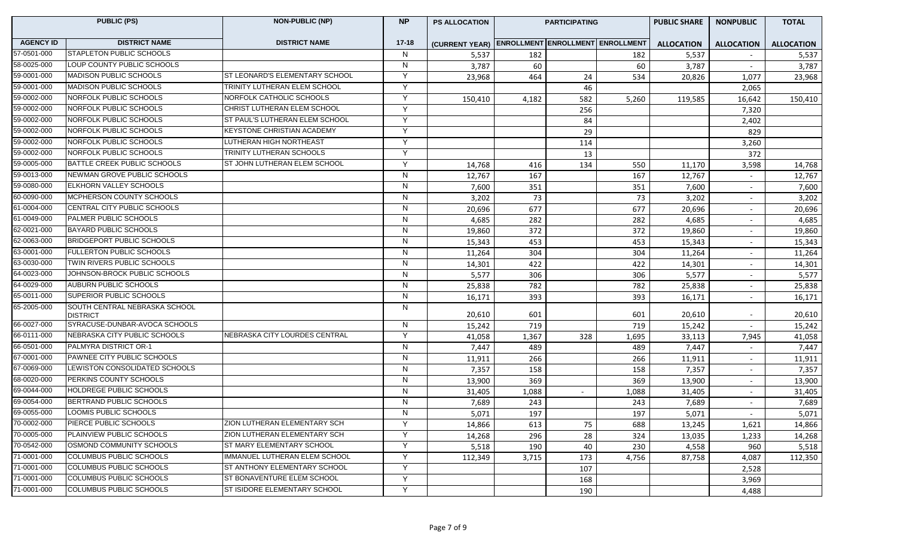| PUBLIC (PS) | | NON-PUBLIC (NP) | NP | PS ALLOCATION | PARTICIPATING | | | PUBLIC SHARE | NONPUBLIC | TOTAL |
|---|---|---|---|---|---|---|---|---|---|---|
| AGENCY ID | DISTRICT NAME | DISTRICT NAME | 17-18 | (CURRENT YEAR) | ENROLLMENT | ENROLLMENT | ENROLLMENT | ALLOCATION | ALLOCATION | ALLOCATION |
| 57-0501-000 | STAPLETON PUBLIC SCHOOLS | | N | 5,537 | 182 | | 182 | 5,537 | - | 5,537 |
| 58-0025-000 | LOUP COUNTY PUBLIC SCHOOLS | | N | 3,787 | 60 | | 60 | 3,787 | - | 3,787 |
| 59-0001-000 | MADISON PUBLIC SCHOOLS | ST LEONARD'S ELEMENTARY SCHOOL | Y | 23,968 | 464 | 24 | 534 | 20,826 | 1,077 | 23,968 |
| 59-0001-000 | MADISON PUBLIC SCHOOLS | TRINITY LUTHERAN ELEM SCHOOL | Y | | | 46 | | | 2,065 | |
| 59-0002-000 | NORFOLK PUBLIC SCHOOLS | NORFOLK CATHOLIC SCHOOLS | Y | 150,410 | 4,182 | 582 | 5,260 | 119,585 | 16,642 | 150,410 |
| 59-0002-000 | NORFOLK PUBLIC SCHOOLS | CHRIST LUTHERAN ELEM SCHOOL | Y | | | 256 | | | 7,320 | |
| 59-0002-000 | NORFOLK PUBLIC SCHOOLS | ST PAUL'S LUTHERAN ELEM SCHOOL | Y | | | 84 | | | 2,402 | |
| 59-0002-000 | NORFOLK PUBLIC SCHOOLS | KEYSTONE CHRISTIAN ACADEMY | Y | | | 29 | | | 829 | |
| 59-0002-000 | NORFOLK PUBLIC SCHOOLS | LUTHERAN HIGH NORTHEAST | Y | | | 114 | | | 3,260 | |
| 59-0002-000 | NORFOLK PUBLIC SCHOOLS | TRINITY LUTHERAN SCHOOLS | Y | | | 13 | | | 372 | |
| 59-0005-000 | BATTLE CREEK PUBLIC SCHOOLS | ST JOHN LUTHERAN ELEM SCHOOL | Y | 14,768 | 416 | 134 | 550 | 11,170 | 3,598 | 14,768 |
| 59-0013-000 | NEWMAN GROVE PUBLIC SCHOOLS | | N | 12,767 | 167 | | 167 | 12,767 | - | 12,767 |
| 59-0080-000 | ELKHORN VALLEY SCHOOLS | | N | 7,600 | 351 | | 351 | 7,600 | - | 7,600 |
| 60-0090-000 | MCPHERSON COUNTY SCHOOLS | | N | 3,202 | 73 | | 73 | 3,202 | - | 3,202 |
| 61-0004-000 | CENTRAL CITY PUBLIC SCHOOLS | | N | 20,696 | 677 | | 677 | 20,696 | - | 20,696 |
| 61-0049-000 | PALMER PUBLIC SCHOOLS | | N | 4,685 | 282 | | 282 | 4,685 | - | 4,685 |
| 62-0021-000 | BAYARD PUBLIC SCHOOLS | | N | 19,860 | 372 | | 372 | 19,860 | - | 19,860 |
| 62-0063-000 | BRIDGEPORT PUBLIC SCHOOLS | | N | 15,343 | 453 | | 453 | 15,343 | - | 15,343 |
| 63-0001-000 | FULLERTON PUBLIC SCHOOLS | | N | 11,264 | 304 | | 304 | 11,264 | - | 11,264 |
| 63-0030-000 | TWIN RIVERS PUBLIC SCHOOLS | | N | 14,301 | 422 | | 422 | 14,301 | - | 14,301 |
| 64-0023-000 | JOHNSON-BROCK PUBLIC SCHOOLS | | N | 5,577 | 306 | | 306 | 5,577 | - | 5,577 |
| 64-0029-000 | AUBURN PUBLIC SCHOOLS | | N | 25,838 | 782 | | 782 | 25,838 | - | 25,838 |
| 65-0011-000 | SUPERIOR PUBLIC SCHOOLS | | N | 16,171 | 393 | | 393 | 16,171 | - | 16,171 |
| 65-2005-000 | SOUTH CENTRAL NEBRASKA SCHOOL DISTRICT | | N | 20,610 | 601 | | 601 | 20,610 | - | 20,610 |
| 66-0027-000 | SYRACUSE-DUNBAR-AVOCA SCHOOLS | | N | 15,242 | 719 | | 719 | 15,242 | - | 15,242 |
| 66-0111-000 | NEBRASKA CITY PUBLIC SCHOOLS | NEBRASKA CITY LOURDES CENTRAL | Y | 41,058 | 1,367 | 328 | 1,695 | 33,113 | 7,945 | 41,058 |
| 66-0501-000 | PALMYRA DISTRICT OR-1 | | N | 7,447 | 489 | | 489 | 7,447 | - | 7,447 |
| 67-0001-000 | PAWNEE CITY PUBLIC SCHOOLS | | N | 11,911 | 266 | | 266 | 11,911 | - | 11,911 |
| 67-0069-000 | LEWISTON CONSOLIDATED SCHOOLS | | N | 7,357 | 158 | | 158 | 7,357 | - | 7,357 |
| 68-0020-000 | PERKINS COUNTY SCHOOLS | | N | 13,900 | 369 | | 369 | 13,900 | - | 13,900 |
| 69-0044-000 | HOLDREGE PUBLIC SCHOOLS | | N | 31,405 | 1,088 | - | 1,088 | 31,405 | - | 31,405 |
| 69-0054-000 | BERTRAND PUBLIC SCHOOLS | | N | 7,689 | 243 | | 243 | 7,689 | - | 7,689 |
| 69-0055-000 | LOOMIS PUBLIC SCHOOLS | | N | 5,071 | 197 | | 197 | 5,071 | - | 5,071 |
| 70-0002-000 | PIERCE PUBLIC SCHOOLS | ZION LUTHERAN ELEMENTARY SCH | Y | 14,866 | 613 | 75 | 688 | 13,245 | 1,621 | 14,866 |
| 70-0005-000 | PLAINVIEW PUBLIC SCHOOLS | ZION LUTHERAN ELEMENTARY SCH | Y | 14,268 | 296 | 28 | 324 | 13,035 | 1,233 | 14,268 |
| 70-0542-000 | OSMOND COMMUNITY SCHOOLS | ST MARY ELEMENTARY SCHOOL | Y | 5,518 | 190 | 40 | 230 | 4,558 | 960 | 5,518 |
| 71-0001-000 | COLUMBUS PUBLIC SCHOOLS | IMMANUEL LUTHERAN ELEM SCHOOL | Y | 112,349 | 3,715 | 173 | 4,756 | 87,758 | 4,087 | 112,350 |
| 71-0001-000 | COLUMBUS PUBLIC SCHOOLS | ST ANTHONY ELEMENTARY SCHOOL | Y | | | 107 | | | 2,528 | |
| 71-0001-000 | COLUMBUS PUBLIC SCHOOLS | ST BONAVENTURE ELEM SCHOOL | Y | | | 168 | | | 3,969 | |
| 71-0001-000 | COLUMBUS PUBLIC SCHOOLS | ST ISIDORE ELEMENTARY SCHOOL | Y | | | 190 | | | 4,488 | |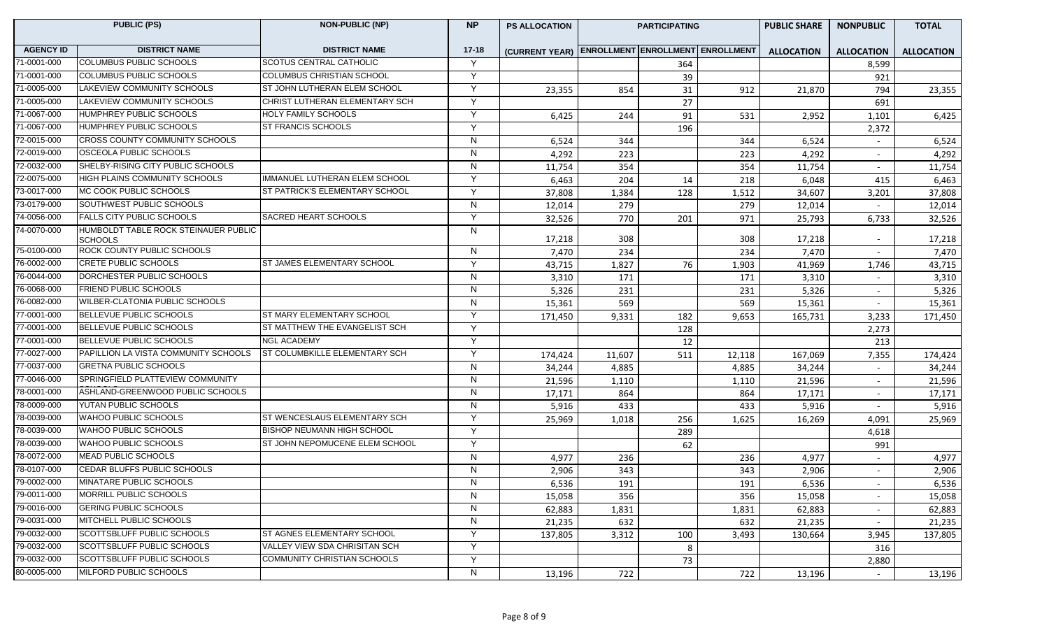| PUBLIC (PS) | | NON-PUBLIC (NP) | NP | PS ALLOCATION | PARTICIPATING | | | PUBLIC SHARE | NONPUBLIC | TOTAL |
|---|---|---|---|---|---|---|---|---|---|---|
| AGENCY ID | DISTRICT NAME | DISTRICT NAME | 17-18 | (CURRENT YEAR) | ENROLLMENT | ENROLLMENT | ENROLLMENT | ALLOCATION | ALLOCATION | ALLOCATION |
| 71-0001-000 | COLUMBUS PUBLIC SCHOOLS | SCOTUS CENTRAL CATHOLIC | Y | | | 364 | | | 8,599 | |
| 71-0001-000 | COLUMBUS PUBLIC SCHOOLS | COLUMBUS CHRISTIAN SCHOOL | Y | | | 39 | | | 921 | |
| 71-0005-000 | LAKEVIEW COMMUNITY SCHOOLS | ST JOHN LUTHERAN ELEM SCHOOL | Y | 23,355 | 854 | 31 | 912 | 21,870 | 794 | 23,355 |
| 71-0005-000 | LAKEVIEW COMMUNITY SCHOOLS | CHRIST LUTHERAN ELEMENTARY SCH | Y | | | 27 | | | 691 | |
| 71-0067-000 | HUMPHREY PUBLIC SCHOOLS | HOLY FAMILY SCHOOLS | Y | 6,425 | 244 | 91 | 531 | 2,952 | 1,101 | 6,425 |
| 71-0067-000 | HUMPHREY PUBLIC SCHOOLS | ST FRANCIS SCHOOLS | Y | | | 196 | | | 2,372 | |
| 72-0015-000 | CROSS COUNTY COMMUNITY SCHOOLS | | N | 6,524 | 344 | | 344 | 6,524 | - | 6,524 |
| 72-0019-000 | OSCEOLA PUBLIC SCHOOLS | | N | 4,292 | 223 | | 223 | 4,292 | - | 4,292 |
| 72-0032-000 | SHELBY-RISING CITY PUBLIC SCHOOLS | | N | 11,754 | 354 | | 354 | 11,754 | - | 11,754 |
| 72-0075-000 | HIGH PLAINS COMMUNITY SCHOOLS | IMMANUEL LUTHERAN ELEM SCHOOL | Y | 6,463 | 204 | 14 | 218 | 6,048 | 415 | 6,463 |
| 73-0017-000 | MC COOK PUBLIC SCHOOLS | ST PATRICK'S ELEMENTARY SCHOOL | Y | 37,808 | 1,384 | 128 | 1,512 | 34,607 | 3,201 | 37,808 |
| 73-0179-000 | SOUTHWEST PUBLIC SCHOOLS | | N | 12,014 | 279 | | 279 | 12,014 | - | 12,014 |
| 74-0056-000 | FALLS CITY PUBLIC SCHOOLS | SACRED HEART SCHOOLS | Y | 32,526 | 770 | 201 | 971 | 25,793 | 6,733 | 32,526 |
| 74-0070-000 | HUMBOLDT TABLE ROCK STEINAUER PUBLIC SCHOOLS | | N | 17,218 | 308 | | 308 | 17,218 | - | 17,218 |
| 75-0100-000 | ROCK COUNTY PUBLIC SCHOOLS | | N | 7,470 | 234 | | 234 | 7,470 | - | 7,470 |
| 76-0002-000 | CRETE PUBLIC SCHOOLS | ST JAMES ELEMENTARY SCHOOL | Y | 43,715 | 1,827 | 76 | 1,903 | 41,969 | 1,746 | 43,715 |
| 76-0044-000 | DORCHESTER PUBLIC SCHOOLS | | N | 3,310 | 171 | | 171 | 3,310 | - | 3,310 |
| 76-0068-000 | FRIEND PUBLIC SCHOOLS | | N | 5,326 | 231 | | 231 | 5,326 | - | 5,326 |
| 76-0082-000 | WILBER-CLATONIA PUBLIC SCHOOLS | | N | 15,361 | 569 | | 569 | 15,361 | - | 15,361 |
| 77-0001-000 | BELLEVUE PUBLIC SCHOOLS | ST MARY ELEMENTARY SCHOOL | Y | 171,450 | 9,331 | 182 | 9,653 | 165,731 | 3,233 | 171,450 |
| 77-0001-000 | BELLEVUE PUBLIC SCHOOLS | ST MATTHEW THE EVANGELIST SCH | Y | | | 128 | | | 2,273 | |
| 77-0001-000 | BELLEVUE PUBLIC SCHOOLS | NGL ACADEMY | Y | | | 12 | | | 213 | |
| 77-0027-000 | PAPILLION LA VISTA COMMUNITY SCHOOLS | ST COLUMBKILLE ELEMENTARY SCH | Y | 174,424 | 11,607 | 511 | 12,118 | 167,069 | 7,355 | 174,424 |
| 77-0037-000 | GRETNA PUBLIC SCHOOLS | | N | 34,244 | 4,885 | | 4,885 | 34,244 | - | 34,244 |
| 77-0046-000 | SPRINGFIELD PLATTEVIEW COMMUNITY SCHOOLS | | N | 21,596 | 1,110 | | 1,110 | 21,596 | - | 21,596 |
| 78-0001-000 | ASHLAND-GREENWOOD PUBLIC SCHOOLS | | N | 17,171 | 864 | | 864 | 17,171 | - | 17,171 |
| 78-0009-000 | YUTAN PUBLIC SCHOOLS | | N | 5,916 | 433 | | 433 | 5,916 | - | 5,916 |
| 78-0039-000 | WAHOO PUBLIC SCHOOLS | ST WENCESLAUS ELEMENTARY SCH | Y | 25,969 | 1,018 | 256 | 1,625 | 16,269 | 4,091 | 25,969 |
| 78-0039-000 | WAHOO PUBLIC SCHOOLS | BISHOP NEUMANN HIGH SCHOOL | Y | | | 289 | | | 4,618 | |
| 78-0039-000 | WAHOO PUBLIC SCHOOLS | ST JOHN NEPOMUCENE ELEM SCHOOL | Y | | | 62 | | | 991 | |
| 78-0072-000 | MEAD PUBLIC SCHOOLS | | N | 4,977 | 236 | | 236 | 4,977 | - | 4,977 |
| 78-0107-000 | CEDAR BLUFFS PUBLIC SCHOOLS | | N | 2,906 | 343 | | 343 | 2,906 | - | 2,906 |
| 79-0002-000 | MINATARE PUBLIC SCHOOLS | | N | 6,536 | 191 | | 191 | 6,536 | - | 6,536 |
| 79-0011-000 | MORRILL PUBLIC SCHOOLS | | N | 15,058 | 356 | | 356 | 15,058 | - | 15,058 |
| 79-0016-000 | GERING PUBLIC SCHOOLS | | N | 62,883 | 1,831 | | 1,831 | 62,883 | - | 62,883 |
| 79-0031-000 | MITCHELL PUBLIC SCHOOLS | | N | 21,235 | 632 | | 632 | 21,235 | - | 21,235 |
| 79-0032-000 | SCOTTSBLUFF PUBLIC SCHOOLS | ST AGNES ELEMENTARY SCHOOL | Y | 137,805 | 3,312 | 100 | 3,493 | 130,664 | 3,945 | 137,805 |
| 79-0032-000 | SCOTTSBLUFF PUBLIC SCHOOLS | VALLEY VIEW SDA CHRISITAN SCH | Y | | | 8 | | | 316 | |
| 79-0032-000 | SCOTTSBLUFF PUBLIC SCHOOLS | COMMUNITY CHRISTIAN SCHOOLS | Y | | | 73 | | | 2,880 | |
| 80-0005-000 | MILFORD PUBLIC SCHOOLS | | N | 13,196 | 722 | | 722 | 13,196 | - | 13,196 |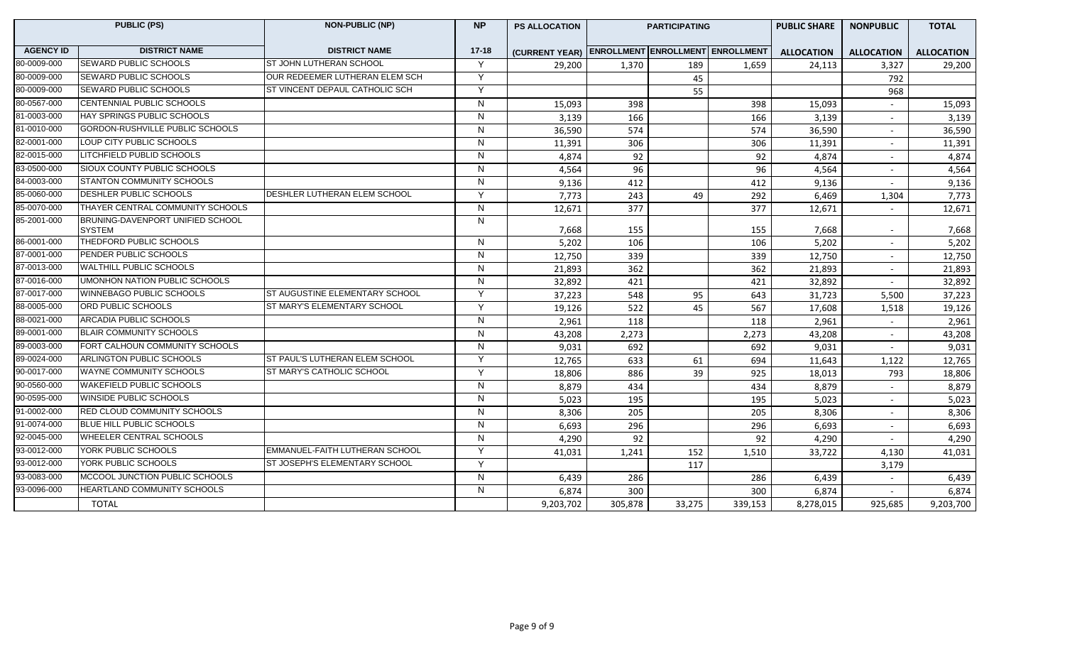| PUBLIC (PS) | | NON-PUBLIC (NP) | NP | PS ALLOCATION | PARTICIPATING | | | PUBLIC SHARE | NONPUBLIC | TOTAL |
|---|---|---|---|---|---|---|---|---|---|---|
| AGENCY ID | DISTRICT NAME | DISTRICT NAME | 17-18 | (CURRENT YEAR) | ENROLLMENT | ENROLLMENT | ENROLLMENT | ALLOCATION | ALLOCATION | ALLOCATION |
| 80-0009-000 | SEWARD PUBLIC SCHOOLS | ST JOHN LUTHERAN SCHOOL | Y | 29,200 | 1,370 | 189 | 1,659 | 24,113 | 3,327 | 29,200 |
| 80-0009-000 | SEWARD PUBLIC SCHOOLS | OUR REDEEMER LUTHERAN ELEM SCH | Y | | | 45 | | | 792 | |
| 80-0009-000 | SEWARD PUBLIC SCHOOLS | ST VINCENT DEPAUL CATHOLIC SCH | Y | | | 55 | | | 968 | |
| 80-0567-000 | CENTENNIAL PUBLIC SCHOOLS | | N | 15,093 | 398 | | 398 | 15,093 | - | 15,093 |
| 81-0003-000 | HAY SPRINGS PUBLIC SCHOOLS | | N | 3,139 | 166 | | 166 | 3,139 | - | 3,139 |
| 81-0010-000 | GORDON-RUSHVILLE PUBLIC SCHOOLS | | N | 36,590 | 574 | | 574 | 36,590 | - | 36,590 |
| 82-0001-000 | LOUP CITY PUBLIC SCHOOLS | | N | 11,391 | 306 | | 306 | 11,391 | - | 11,391 |
| 82-0015-000 | LITCHFIELD PUBLID SCHOOLS | | N | 4,874 | 92 | | 92 | 4,874 | - | 4,874 |
| 83-0500-000 | SIOUX COUNTY PUBLIC SCHOOLS | | N | 4,564 | 96 | | 96 | 4,564 | - | 4,564 |
| 84-0003-000 | STANTON COMMUNITY SCHOOLS | | N | 9,136 | 412 | | 412 | 9,136 | - | 9,136 |
| 85-0060-000 | DESHLER PUBLIC SCHOOLS | DESHLER LUTHERAN ELEM SCHOOL | Y | 7,773 | 243 | 49 | 292 | 6,469 | 1,304 | 7,773 |
| 85-0070-000 | THAYER CENTRAL COMMUNITY SCHOOLS | | N | 12,671 | 377 | | 377 | 12,671 | - | 12,671 |
| 85-2001-000 | BRUNING-DAVENPORT UNIFIED SCHOOL SYSTEM | | N | 7,668 | 155 | | 155 | 7,668 | - | 7,668 |
| 86-0001-000 | THEDFORD PUBLIC SCHOOLS | | N | 5,202 | 106 | | 106 | 5,202 | - | 5,202 |
| 87-0001-000 | PENDER PUBLIC SCHOOLS | | N | 12,750 | 339 | | 339 | 12,750 | - | 12,750 |
| 87-0013-000 | WALTHILL PUBLIC SCHOOLS | | N | 21,893 | 362 | | 362 | 21,893 | - | 21,893 |
| 87-0016-000 | UMONHON NATION PUBLIC SCHOOLS | | N | 32,892 | 421 | | 421 | 32,892 | - | 32,892 |
| 87-0017-000 | WINNEBAGO PUBLIC SCHOOLS | ST AUGUSTINE ELEMENTARY SCHOOL | Y | 37,223 | 548 | 95 | 643 | 31,723 | 5,500 | 37,223 |
| 88-0005-000 | ORD PUBLIC SCHOOLS | ST MARY'S ELEMENTARY SCHOOL | Y | 19,126 | 522 | 45 | 567 | 17,608 | 1,518 | 19,126 |
| 88-0021-000 | ARCADIA PUBLIC SCHOOLS | | N | 2,961 | 118 | | 118 | 2,961 | - | 2,961 |
| 89-0001-000 | BLAIR COMMUNITY SCHOOLS | | N | 43,208 | 2,273 | | 2,273 | 43,208 | - | 43,208 |
| 89-0003-000 | FORT CALHOUN COMMUNITY SCHOOLS | | N | 9,031 | 692 | | 692 | 9,031 | - | 9,031 |
| 89-0024-000 | ARLINGTON PUBLIC SCHOOLS | ST PAUL'S LUTHERAN ELEM SCHOOL | Y | 12,765 | 633 | 61 | 694 | 11,643 | 1,122 | 12,765 |
| 90-0017-000 | WAYNE COMMUNITY SCHOOLS | ST MARY'S CATHOLIC SCHOOL | Y | 18,806 | 886 | 39 | 925 | 18,013 | 793 | 18,806 |
| 90-0560-000 | WAKEFIELD PUBLIC SCHOOLS | | N | 8,879 | 434 | | 434 | 8,879 | - | 8,879 |
| 90-0595-000 | WINSIDE PUBLIC SCHOOLS | | N | 5,023 | 195 | | 195 | 5,023 | - | 5,023 |
| 91-0002-000 | RED CLOUD COMMUNITY SCHOOLS | | N | 8,306 | 205 | | 205 | 8,306 | - | 8,306 |
| 91-0074-000 | BLUE HILL PUBLIC SCHOOLS | | N | 6,693 | 296 | | 296 | 6,693 | - | 6,693 |
| 92-0045-000 | WHEELER CENTRAL SCHOOLS | | N | 4,290 | 92 | | 92 | 4,290 | - | 4,290 |
| 93-0012-000 | YORK PUBLIC SCHOOLS | EMMANUEL-FAITH LUTHERAN SCHOOL | Y | 41,031 | 1,241 | 152 | 1,510 | 33,722 | 4,130 | 41,031 |
| 93-0012-000 | YORK PUBLIC SCHOOLS | ST JOSEPH'S ELEMENTARY SCHOOL | Y | | | 117 | | | 3,179 | |
| 93-0083-000 | MCCOOL JUNCTION PUBLIC SCHOOLS | | N | 6,439 | 286 | | 286 | 6,439 | - | 6,439 |
| 93-0096-000 | HEARTLAND COMMUNITY SCHOOLS | | N | 6,874 | 300 | | 300 | 6,874 | - | 6,874 |
| | TOTAL | | | 9,203,702 | 305,878 | 33,275 | 339,153 | 8,278,015 | 925,685 | 9,203,700 |